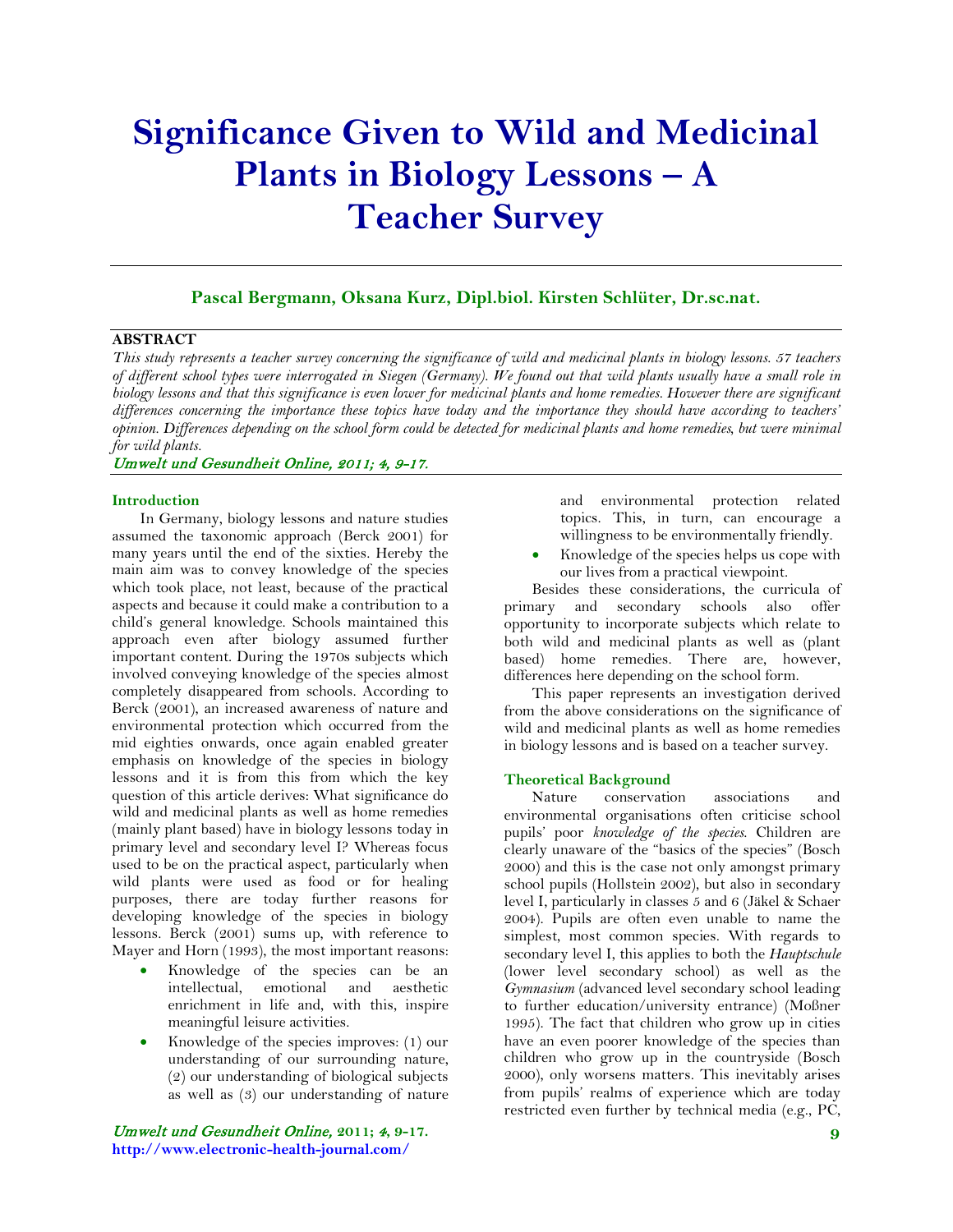# Significance Given to Wild and Medicinal Plants in Biology Lessons – A Teacher Survey

**Pascal Bergmann, Oksana Kurz, Dipl.biol. Kirsten Schlüter, Dr.sc.nat.**

**ABSTRACT**

*This study represents a teacher survey concerning the significance of wild and medicinal plants in biology lessons. 57 teachers of different school types were interrogated in Siegen (Germany). We found out that wild plants usually have a small role in biology lessons and that this significance is even lower for medicinal plants and home remedies. However there are significant differences concerning the importance these topics have today and the importance they should have according to teachers' opinion. Differences depending on the school form could be detected for medicinal plants and home remedies, but were minimal for wild plants.*

*Umwelt und Gesundheit Online, 2011; 4, 9-17.*

## Introduction

In Germany, biology lessons and nature studies assumed the taxonomic approach (Berck 2001) for many years until the end of the sixties. Hereby the main aim was to convey knowledge of the species which took place, not least, because of the practical aspects and because it could make a contribution to a child's general knowledge. Schools maintained this approach even after biology assumed further important content. During the 1970s subjects which involved conveying knowledge of the species almost completely disappeared from schools. According to Berck (2001), an increased awareness of nature and environmental protection which occurred from the mid eighties onwards, once again enabled greater emphasis on knowledge of the species in biology lessons and it is from this from which the key question of this article derives: What significance do wild and medicinal plants as well as home remedies (mainly plant based) have in biology lessons today in primary level and secondary level I? Whereas focus used to be on the practical aspect, particularly when wild plants were used as food or for healing purposes, there are today further reasons for developing knowledge of the species in biology lessons. Berck (2001) sums up, with reference to Mayer and Horn (1993), the most important reasons:

- Knowledge of the species can be an intellectual, emotional and aesthetic enrichment in life and, with this, inspire meaningful leisure activities.
- Knowledge of the species improves: (1) our understanding of our surrounding nature, (2) our understanding of biological subjects as well as (3) our understanding of nature and environmental protection related topics. This, in turn, can encourage a willingness to be environmentally friendly.
- Knowledge of the species helps us cope with our lives from a practical viewpoint.

Besides these considerations, the curricula of primary and secondary schools also offer opportunity to incorporate subjects which relate to both wild and medicinal plants as well as (plant based) home remedies. There are, however, differences here depending on the school form.

This paper represents an investigation derived from the above considerations on the significance of wild and medicinal plants as well as home remedies in biology lessons and is based on a teacher survey.

## Theoretical Background

Nature conservation associations and environmental organisations often criticise school pupils' poor *knowledge of the species*. Children are clearly unaware of the "basics of the species" (Bosch 2000) and this is the case not only amongst primary school pupils (Hollstein 2002), but also in secondary level I, particularly in classes 5 and 6 (Jäkel & Schaer 2004). Pupils are often even unable to name the simplest, most common species. With regards to secondary level I, this applies to both the *Hauptschule* (lower level secondary school) as well as the *Gymnasium* (advanced level secondary school leading to further education/university entrance) (Moßner 1995). The fact that children who grow up in cities have an even poorer knowledge of the species than children who grow up in the countryside (Bosch 2000), only worsens matters. This inevitably arises from pupils' realms of experience which are today restricted even further by technical media (e.g., PC,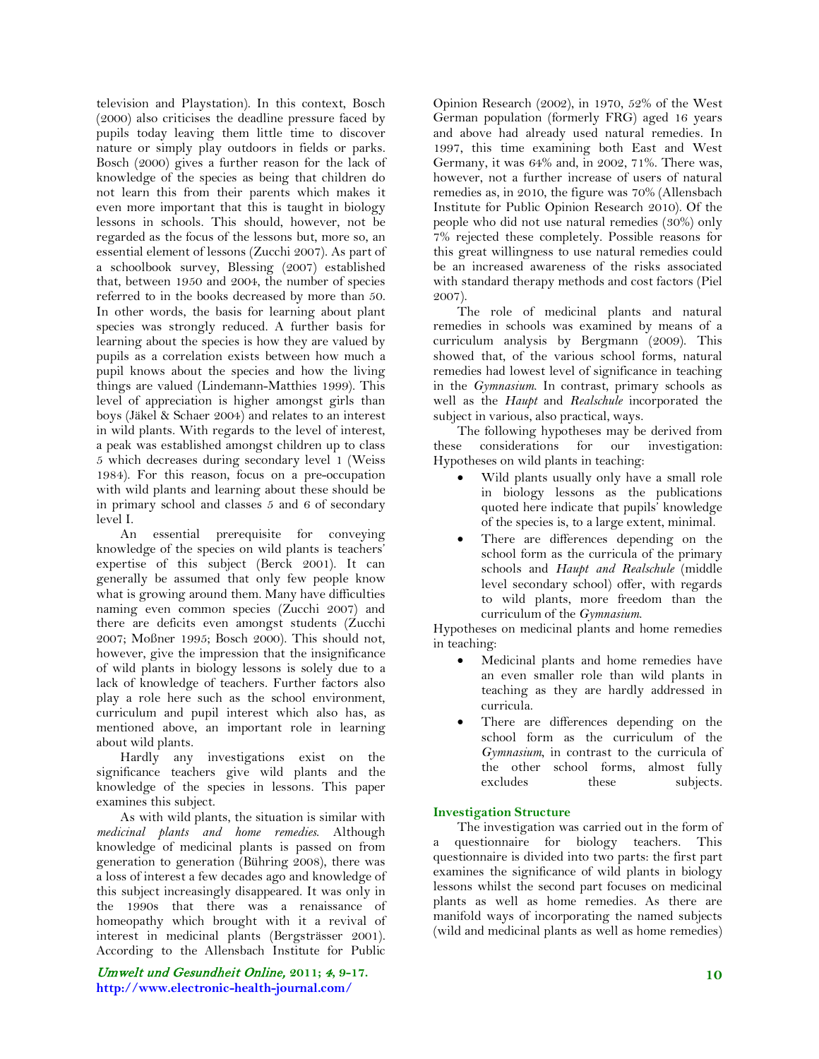television and Playstation). In this context, Bosch (2000) also criticises the deadline pressure faced by pupils today leaving them little time to discover nature or simply play outdoors in fields or parks. Bosch (2000) gives a further reason for the lack of knowledge of the species as being that children do not learn this from their parents which makes it even more important that this is taught in biology lessons in schools. This should, however, not be regarded as the focus of the lessons but, more so, an essential element of lessons (Zucchi 2007). As part of a schoolbook survey, Blessing (2007) established that, between 1950 and 2004, the number of species referred to in the books decreased by more than 50. In other words, the basis for learning about plant species was strongly reduced. A further basis for learning about the species is how they are valued by pupils as a correlation exists between how much a pupil knows about the species and how the living things are valued (Lindemann-Matthies 1999). This level of appreciation is higher amongst girls than boys (Jäkel & Schaer 2004) and relates to an interest in wild plants. With regards to the level of interest, a peak was established amongst children up to class 5 which decreases during secondary level 1 (Weiss 1984). For this reason, focus on a pre-occupation with wild plants and learning about these should be in primary school and classes 5 and 6 of secondary level I.

An essential prerequisite for conveying knowledge of the species on wild plants is teachers' expertise of this subject (Berck 2001). It can generally be assumed that only few people know what is growing around them. Many have difficulties naming even common species (Zucchi 2007) and there are deficits even amongst students (Zucchi 2007; Moßner 1995; Bosch 2000). This should not, however, give the impression that the insignificance of wild plants in biology lessons is solely due to a lack of knowledge of teachers. Further factors also play a role here such as the school environment, curriculum and pupil interest which also has, as mentioned above, an important role in learning about wild plants.

Hardly any investigations exist on the significance teachers give wild plants and the knowledge of the species in lessons. This paper examines this subject.

As with wild plants, the situation is similar with *medicinal plants and home remedies*. Although knowledge of medicinal plants is passed on from generation to generation (Bühring 2008), there was a loss of interest a few decades ago and knowledge of this subject increasingly disappeared. It was only in the 1990s that there was a renaissance of homeopathy which brought with it a revival of interest in medicinal plants (Bergsträsser 2001). According to the Allensbach Institute for Public Opinion Research (2002), in 1970, 52% of the West German population (formerly FRG) aged 16 years and above had already used natural remedies. In 1997, this time examining both East and West Germany, it was 64% and, in 2002, 71%. There was, however, not a further increase of users of natural remedies as, in 2010, the figure was 70% (Allensbach Institute for Public Opinion Research 2010). Of the people who did not use natural remedies (30%) only 7% rejected these completely. Possible reasons for this great willingness to use natural remedies could be an increased awareness of the risks associated with standard therapy methods and cost factors (Piel 2007).

The role of medicinal plants and natural remedies in schools was examined by means of a curriculum analysis by Bergmann (2009). This showed that, of the various school forms, natural remedies had lowest level of significance in teaching in the *Gymnasium*. In contrast, primary schools as well as the *Haupt* and *Realschule* incorporated the subject in various, also practical, ways.

The following hypotheses may be derived from these considerations for our investigation:
Hypotheses on wild plants in teaching:

- Wild plants usually only have a small role in biology lessons as the publications quoted here indicate that pupils' knowledge of the species is, to a large extent, minimal.
- There are differences depending on the school form as the curricula of the primary schools and *Haupt and Realschule* (middle level secondary school) offer, with regards to wild plants, more freedom than the curriculum of the *Gymnasium*.

Hypotheses on medicinal plants and home remedies in teaching:

- Medicinal plants and home remedies have an even smaller role than wild plants in teaching as they are hardly addressed in curricula.
- There are differences depending on the school form as the curriculum of the *Gymnasium*, in contrast to the curricula of the other school forms, almost fully excludes these subjects.

## Investigation Structure

The investigation was carried out in the form of a questionnaire for biology teachers. This questionnaire is divided into two parts: the first part examines the significance of wild plants in biology lessons whilst the second part focuses on medicinal plants as well as home remedies. As there are manifold ways of incorporating the named subjects (wild and medicinal plants as well as home remedies)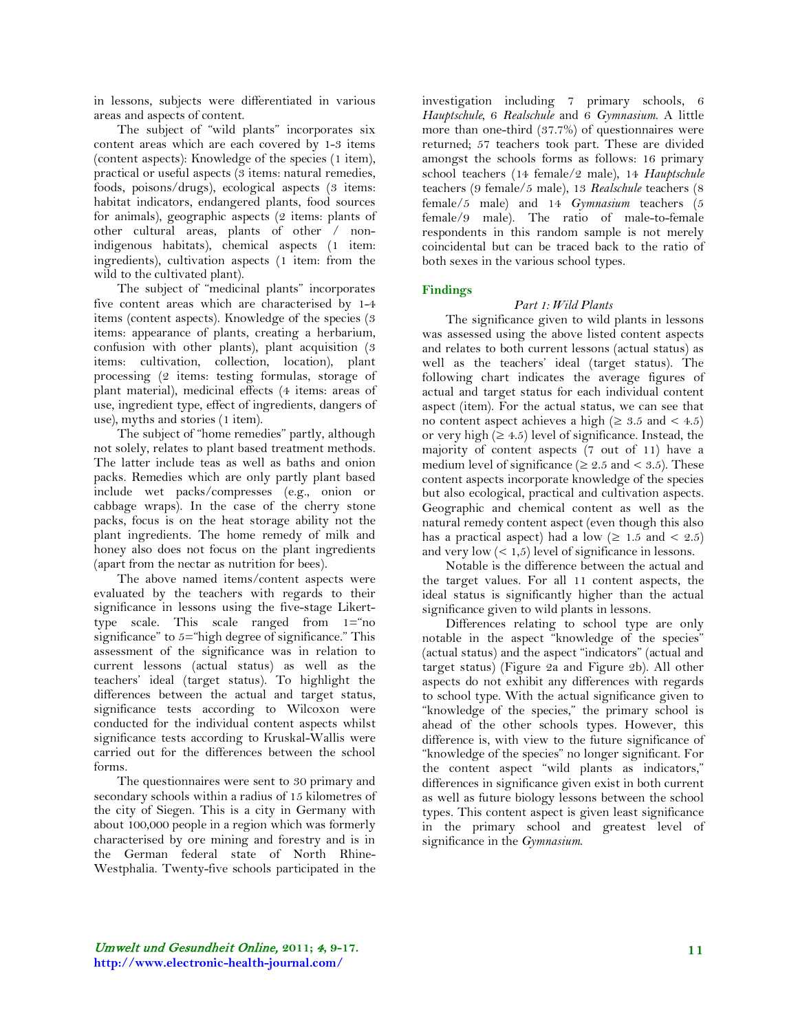in lessons, subjects were differentiated in various areas and aspects of content.

The subject of "wild plants" incorporates six content areas which are each covered by 1-3 items (content aspects): Knowledge of the species (1 item), practical or useful aspects (3 items: natural remedies, foods, poisons/drugs), ecological aspects (3 items: habitat indicators, endangered plants, food sources for animals), geographic aspects (2 items: plants of other cultural areas, plants of other / non-indigenous habitats), chemical aspects (1 item: ingredients), cultivation aspects (1 item: from the wild to the cultivated plant).

The subject of "medicinal plants" incorporates five content areas which are characterised by 1-4 items (content aspects). Knowledge of the species (3 items: appearance of plants, creating a herbarium, confusion with other plants), plant acquisition (3 items: cultivation, collection, location), plant processing (2 items: testing formulas, storage of plant material), medicinal effects (4 items: areas of use, ingredient type, effect of ingredients, dangers of use), myths and stories (1 item).

The subject of "home remedies" partly, although not solely, relates to plant based treatment methods. The latter include teas as well as baths and onion packs. Remedies which are only partly plant based include wet packs/compresses (e.g., onion or cabbage wraps). In the case of the cherry stone packs, focus is on the heat storage ability not the plant ingredients. The home remedy of milk and honey also does not focus on the plant ingredients (apart from the nectar as nutrition for bees).

The above named items/content aspects were evaluated by the teachers with regards to their significance in lessons using the five-stage Likert-type scale. This scale ranged from 1="no significance" to 5="high degree of significance." This assessment of the significance was in relation to current lessons (actual status) as well as the teachers' ideal (target status). To highlight the differences between the actual and target status, significance tests according to Wilcoxon were conducted for the individual content aspects whilst significance tests according to Kruskal-Wallis were carried out for the differences between the school forms.

The questionnaires were sent to 30 primary and secondary schools within a radius of 15 kilometres of the city of Siegen. This is a city in Germany with about 100,000 people in a region which was formerly characterised by ore mining and forestry and is in the German federal state of North Rhine-Westphalia. Twenty-five schools participated in the investigation including 7 primary schools, 6 *Hauptschule*, 6 *Realschule* and 6 *Gymnasium*. A little more than one-third (37.7%) of questionnaires were returned; 57 teachers took part. These are divided amongst the schools forms as follows: 16 primary school teachers (14 female/2 male), 14 *Hauptschule* teachers (9 female/5 male), 13 *Realschule* teachers (8 female/5 male) and 14 *Gymnasium* teachers (5 female/9 male). The ratio of male-to-female respondents in this random sample is not merely coincidental but can be traced back to the ratio of both sexes in the various school types.

## Findings

### *Part 1: Wild Plants*

The significance given to wild plants in lessons was assessed using the above listed content aspects and relates to both current lessons (actual status) as well as the teachers' ideal (target status). The following chart indicates the average figures of actual and target status for each individual content aspect (item). For the actual status, we can see that no content aspect achieves a high ($\geq 3.5$ and $< 4.5$) or very high ($\geq 4.5$) level of significance. Instead, the majority of content aspects (7 out of 11) have a medium level of significance ($\geq 2.5$ and $< 3.5$). These content aspects incorporate knowledge of the species but also ecological, practical and cultivation aspects. Geographic and chemical content as well as the natural remedy content aspect (even though this also has a practical aspect) had a low ($\geq 1.5$ and $< 2.5$) and very low ($< 1{,}5$) level of significance in lessons.

Notable is the difference between the actual and the target values. For all 11 content aspects, the ideal status is significantly higher than the actual significance given to wild plants in lessons.

Differences relating to school type are only notable in the aspect "knowledge of the species" (actual status) and the aspect "indicators" (actual and target status) (Figure 2a and Figure 2b). All other aspects do not exhibit any differences with regards to school type. With the actual significance given to "knowledge of the species," the primary school is ahead of the other schools types. However, this difference is, with view to the future significance of "knowledge of the species" no longer significant. For the content aspect "wild plants as indicators," differences in significance given exist in both current as well as future biology lessons between the school types. This content aspect is given least significance in the primary school and greatest level of significance in the *Gymnasium*.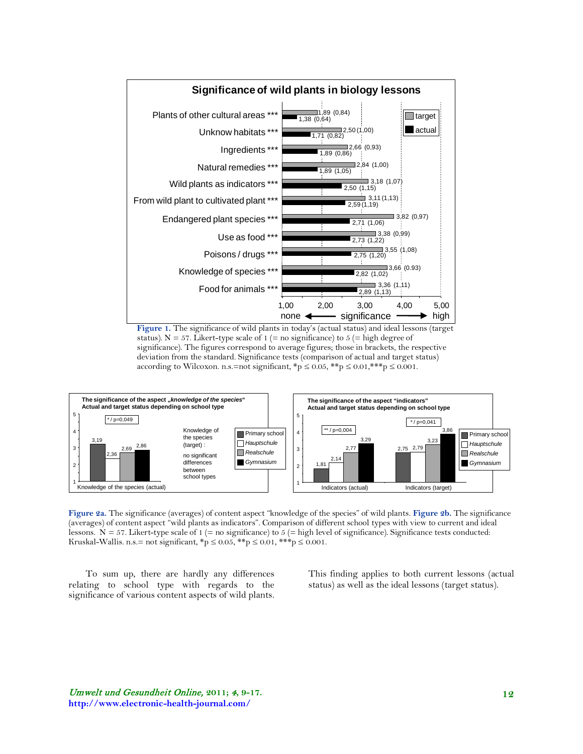**Significance of wild plants in biology lessons**

| Content aspect | target | actual |
|---|---|---|
| Plants of other cultural areas *** | 1,89 (0,84) | 1,38 (0,64) |
| Unknow habitats *** | 2,50 (1,00) | 1,71 (0,82) |
| Ingredients *** | 2,66 (0,93) | 1,89 (0,86) |
| Natural remedies *** | 2,84 (1,00) | 1,89 (1,05) |
| Wild plants as indicators *** | 3,18 (1,07) | 2,50 (1,15) |
| From wild plant to cultivated plant *** | 3,11 (1,13) | 2,59 (1,19) |
| Endangered plant species *** | 3,82 (0,97) | 2,71 (1,06) |
| Use as food *** | 3,38 (0,99) | 2,73 (1,22) |
| Poisons / drugs *** | 3,55 (1,08) | 2,75 (1,20) |
| Knowledge of species *** | 3,66 (0.93) | 2,82 (1,02) |
| Food for animals *** | 3,36 (1,11) | 2,89 (1,13) |

Scale: 1,00 (none) – significance – 5,00 (high)

**Figure 1.** The significance of wild plants in today's (actual status) and ideal lessons (target status). N = 57. Likert-type scale of 1 (= no significance) to 5 (= high degree of significance). The figures correspond to average figures; those in brackets, the respective deviation from the standard. Significance tests (comparison of actual and target status) according to Wilcoxon. n.s.=not significant, $*p \leq 0.05$, $**p \leq 0.01$, $***p \leq 0.001$.

**The significance of the aspect „*knowledge of the species*" — Actual and target status depending on school type**

| | Primary school | *Hauptschule* | *Realschule* | *Gymnasium* |
|---|---|---|---|---|
| Knowledge of the species (actual) (* / p=0,049) | 3,19 | 2,36 | 2,69 | 2,86 |

Knowledge of the species (target): no significant differences between school types

**The significance of the aspect "indicators" — Actual and target status depending on school type**

| | Primary school | *Hauptschule* | *Realschule* | *Gymnasium* |
|---|---|---|---|---|
| Indicators (actual) (** / p=0,004) | 1,81 | 2,14 | 2,77 | 3,29 |
| Indicators (target) (* / p=0,041) | 2,75 | 2,79 | 3,23 | 3,86 |

**Figure 2a.** The significance (averages) of content aspect "knowledge of the species" of wild plants. **Figure 2b.** The significance (averages) of content aspect "wild plants as indicators". Comparison of different school types with view to current and ideal lessons. N = 57. Likert-type scale of 1 (= no significance) to 5 (= high level of significance). Significance tests conducted: Kruskal-Wallis. n.s.= not significant, $*p \leq 0.05$, $**p \leq 0.01$, $***p \leq 0.001$.

To sum up, there are hardly any differences relating to school type with regards to the significance of various content aspects of wild plants. This finding applies to both current lessons (actual status) as well as the ideal lessons (target status).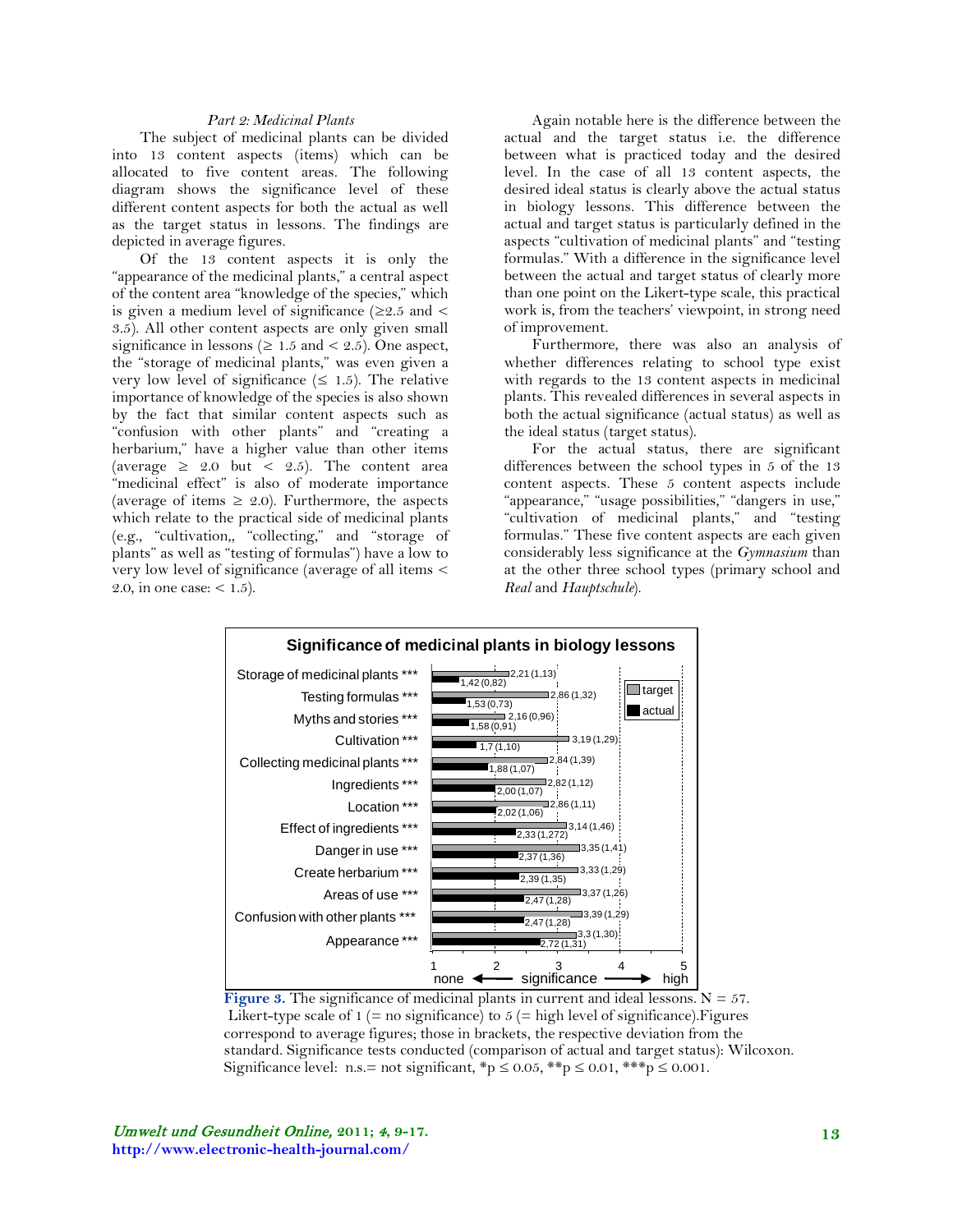*Part 2: Medicinal Plants*

The subject of medicinal plants can be divided into 13 content aspects (items) which can be allocated to five content areas. The following diagram shows the significance level of these different content aspects for both the actual as well as the target status in lessons. The findings are depicted in average figures.

Of the 13 content aspects it is only the "appearance of the medicinal plants," a central aspect of the content area "knowledge of the species," which is given a medium level of significance (≥2.5 and < 3.5). All other content aspects are only given small significance in lessons (≥ 1.5 and < 2.5). One aspect, the "storage of medicinal plants," was even given a very low level of significance (≤ 1.5). The relative importance of knowledge of the species is also shown by the fact that similar content aspects such as "confusion with other plants" and "creating a herbarium," have a higher value than other items (average ≥ 2.0 but < 2.5). The content area "medicinal effect" is also of moderate importance (average of items ≥ 2.0). Furthermore, the aspects which relate to the practical side of medicinal plants (e.g., "cultivation,, "collecting," and "storage of plants" as well as "testing of formulas") have a low to very low level of significance (average of all items < 2.0, in one case: < 1.5).

Again notable here is the difference between the actual and the target status i.e. the difference between what is practiced today and the desired level. In the case of all 13 content aspects, the desired ideal status is clearly above the actual status in biology lessons. This difference between the actual and target status is particularly defined in the aspects "cultivation of medicinal plants" and "testing formulas." With a difference in the significance level between the actual and target status of clearly more than one point on the Likert-type scale, this practical work is, from the teachers' viewpoint, in strong need of improvement.

Furthermore, there was also an analysis of whether differences relating to school type exist with regards to the 13 content aspects in medicinal plants. This revealed differences in several aspects in both the actual significance (actual status) as well as the ideal status (target status).

For the actual status, there are significant differences between the school types in 5 of the 13 content aspects. These 5 content aspects include "appearance," "usage possibilities," "dangers in use," "cultivation of medicinal plants," and "testing formulas." These five content aspects are each given considerably less significance at the *Gymnasium* than at the other three school types (primary school and *Real* and *Hauptschule*).

**Significance of medicinal plants in biology lessons**

| Content aspect | target | actual |
|---|---|---|
| Storage of medicinal plants *** | 2,21 (1,13) | 1,42 (0,82) |
| Testing formulas *** | 2,86 (1,32) | 1,53 (0,73) |
| Myths and stories *** | 2,16 (0,96) | 1,58 (0,91) |
| Cultivation *** | 3,19 (1,29) | 1,7 (1,10) |
| Collecting medicinal plants *** | 2,84 (1,39) | 1,88 (1,07) |
| Ingredients *** | 2,82 (1,12) | 2,00 (1,07) |
| Location *** | 2,86 (1,11) | 2,02 (1,06) |
| Effect of ingredients *** | 3,14 (1,46) | 2,33 (1,272) |
| Danger in use *** | 3,35 (1,41) | 2,37 (1,36) |
| Create herbarium *** | 3,33 (1,29) | 2,39 (1,35) |
| Areas of use *** | 3,37 (1,26) | 2,47 (1,28) |
| Confusion with other plants *** | 3,39 (1,29) | 2,47 (1,28) |
| Appearance *** | 3,3 (1,30) | 2,72 (1,31) |

Scale: 1 (none) – 2 – 3 (significance) – 4 – 5 (high)

**Figure 3.** The significance of medicinal plants in current and ideal lessons. N = 57. Likert-type scale of 1 (= no significance) to 5 (= high level of significance).Figures correspond to average figures; those in brackets, the respective deviation from the standard. Significance tests conducted (comparison of actual and target status): Wilcoxon. Significance level: n.s.= not significant, *p ≤ 0.05, **p ≤ 0.01, ***p ≤ 0.001.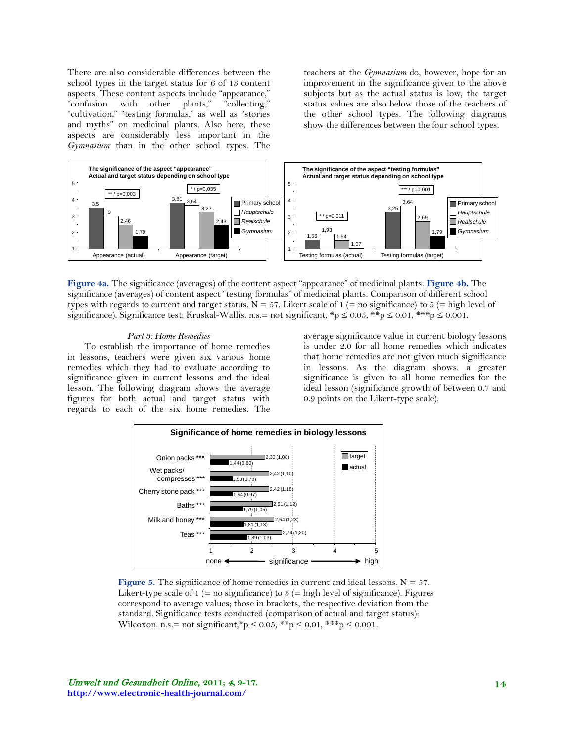There are also considerable differences between the school types in the target status for 6 of 13 content aspects. These content aspects include "appearance," "confusion with other plants," "collecting," "cultivation," "testing formulas," as well as "stories and myths" on medicinal plants. Also here, these aspects are considerably less important in the *Gymnasium* than in the other school types. The teachers at the *Gymnasium* do, however, hope for an improvement in the significance given to the above subjects but as the actual status is low, the target status values are also below those of the teachers of the other school types. The following diagrams show the differences between the four school types.

**Figure 4a.** The significance (averages) of the content aspect "appearance" of medicinal plants. **Figure 4b.** The significance (averages) of content aspect "testing formulas" of medicinal plants. Comparison of different school types with regards to current and target status. N = 57. Likert scale of 1 (= no significance) to 5 (= high level of significance). Significance test: Kruskal-Wallis. n.s.= not significant, \*p ≤ 0.05, \*\*p ≤ 0.01, \*\*\*p ≤ 0.001.

*Part 3: Home Remedies*

To establish the importance of home remedies in lessons, teachers were given six various home remedies which they had to evaluate according to significance given in current lessons and the ideal lesson. The following diagram shows the average figures for both actual and target status with regards to each of the six home remedies. The average significance value in current biology lessons is under 2.0 for all home remedies which indicates that home remedies are not given much significance in lessons. As the diagram shows, a greater significance is given to all home remedies for the ideal lesson (significance growth of between 0.7 and 0.9 points on the Likert-type scale).

**Figure 5.** The significance of home remedies in current and ideal lessons. N = 57. Likert-type scale of 1 (= no significance) to 5 (= high level of significance). Figures correspond to average values; those in brackets, the respective deviation from the standard. Significance tests conducted (comparison of actual and target status): Wilcoxon. n.s.= not significant,\*p ≤ 0.05, \*\*p ≤ 0.01, \*\*\*p ≤ 0.001.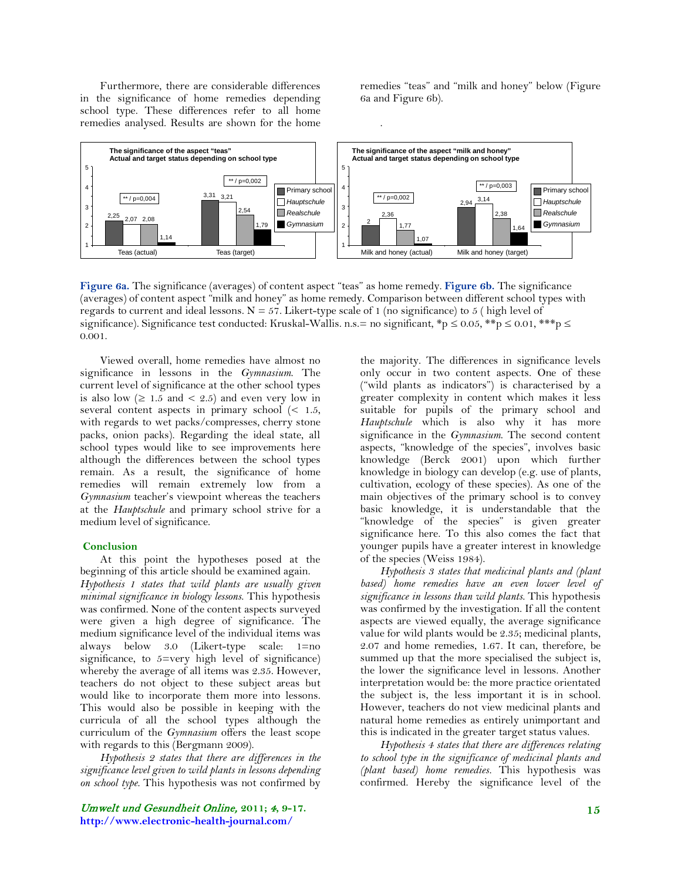Furthermore, there are considerable differences in the significance of home remedies depending school type. These differences refer to all home remedies analysed. Results are shown for the home remedies "teas" and "milk and honey" below (Figure 6a and Figure 6b).

**Figure 6a.** The significance (averages) of content aspect "teas" as home remedy. **Figure 6b.** The significance (averages) of content aspect "milk and honey" as home remedy. Comparison between different school types with regards to current and ideal lessons. N = 57. Likert-type scale of 1 (no significance) to 5 ( high level of significance). Significance test conducted: Kruskal-Wallis. n.s.= no significant, \*p ≤ 0.05, \*\*p ≤ 0.01, \*\*\*p ≤ 0.001.

Viewed overall, home remedies have almost no significance in lessons in the *Gymnasium*. The current level of significance at the other school types is also low (≥ 1.5 and < 2.5) and even very low in several content aspects in primary school (< 1.5, with regards to wet packs/compresses, cherry stone packs, onion packs). Regarding the ideal state, all school types would like to see improvements here although the differences between the school types remain. As a result, the significance of home remedies will remain extremely low from a *Gymnasium* teacher's viewpoint whereas the teachers at the *Hauptschule* and primary school strive for a medium level of significance.

## Conclusion

At this point the hypotheses posed at the beginning of this article should be examined again. *Hypothesis 1 states that wild plants are usually given minimal significance in biology lessons.* This hypothesis was confirmed. None of the content aspects surveyed were given a high degree of significance. The medium significance level of the individual items was always below 3.0 (Likert-type scale: 1=no significance, to 5=very high level of significance) whereby the average of all items was 2.35. However, teachers do not object to these subject areas but would like to incorporate them more into lessons. This would also be possible in keeping with the curricula of all the school types although the curriculum of the *Gymnasium* offers the least scope with regards to this (Bergmann 2009).

*Hypothesis 2 states that there are differences in the significance level given to wild plants in lessons depending on school type.* This hypothesis was not confirmed by the majority. The differences in significance levels only occur in two content aspects. One of these ("wild plants as indicators") is characterised by a greater complexity in content which makes it less suitable for pupils of the primary school and *Hauptschule* which is also why it has more significance in the *Gymnasium*. The second content aspects, "knowledge of the species", involves basic knowledge (Berck 2001) upon which further knowledge in biology can develop (e.g. use of plants, cultivation, ecology of these species). As one of the main objectives of the primary school is to convey basic knowledge, it is understandable that the "knowledge of the species" is given greater significance here. To this also comes the fact that younger pupils have a greater interest in knowledge of the species (Weiss 1984).

*Hypothesis 3 states that medicinal plants and (plant based) home remedies have an even lower level of significance in lessons than wild plants.* This hypothesis was confirmed by the investigation. If all the content aspects are viewed equally, the average significance value for wild plants would be 2.35; medicinal plants, 2.07 and home remedies, 1.67. It can, therefore, be summed up that the more specialised the subject is, the lower the significance level in lessons. Another interpretation would be: the more practice orientated the subject is, the less important it is in school. However, teachers do not view medicinal plants and natural home remedies as entirely unimportant and this is indicated in the greater target status values.

*Hypothesis 4 states that there are differences relating to school type in the significance of medicinal plants and (plant based) home remedies.* This hypothesis was confirmed. Hereby the significance level of the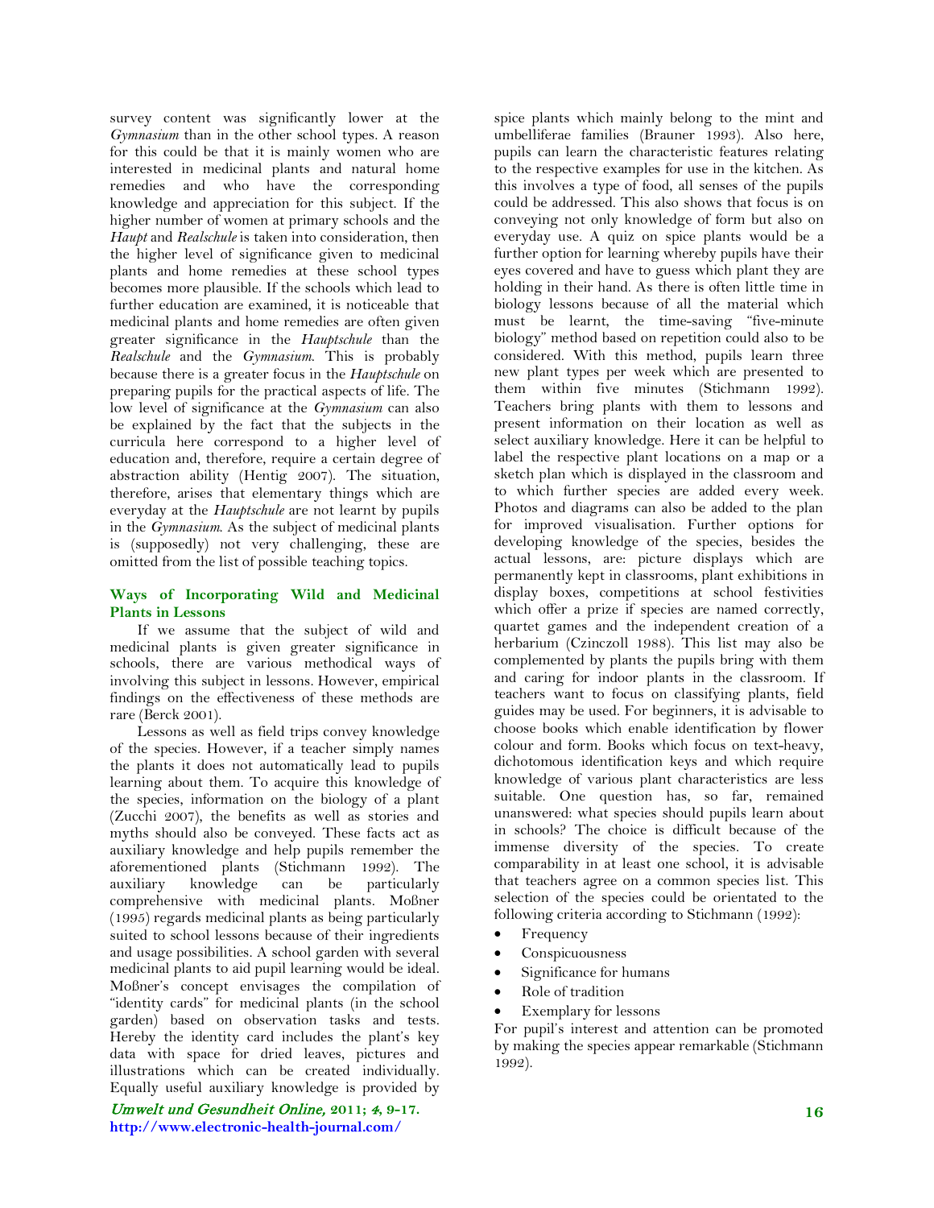survey content was significantly lower at the *Gymnasium* than in the other school types. A reason for this could be that it is mainly women who are interested in medicinal plants and natural home remedies and who have the corresponding knowledge and appreciation for this subject. If the higher number of women at primary schools and the *Haupt* and *Realschule* is taken into consideration, then the higher level of significance given to medicinal plants and home remedies at these school types becomes more plausible. If the schools which lead to further education are examined, it is noticeable that medicinal plants and home remedies are often given greater significance in the *Hauptschule* than the *Realschule* and the *Gymnasium*. This is probably because there is a greater focus in the *Hauptschule* on preparing pupils for the practical aspects of life. The low level of significance at the *Gymnasium* can also be explained by the fact that the subjects in the curricula here correspond to a higher level of education and, therefore, require a certain degree of abstraction ability (Hentig 2007). The situation, therefore, arises that elementary things which are everyday at the *Hauptschule* are not learnt by pupils in the *Gymnasium*. As the subject of medicinal plants is (supposedly) not very challenging, these are omitted from the list of possible teaching topics.

## Ways of Incorporating Wild and Medicinal Plants in Lessons

If we assume that the subject of wild and medicinal plants is given greater significance in schools, there are various methodical ways of involving this subject in lessons. However, empirical findings on the effectiveness of these methods are rare (Berck 2001).

Lessons as well as field trips convey knowledge of the species. However, if a teacher simply names the plants it does not automatically lead to pupils learning about them. To acquire this knowledge of the species, information on the biology of a plant (Zucchi 2007), the benefits as well as stories and myths should also be conveyed. These facts act as auxiliary knowledge and help pupils remember the aforementioned plants (Stichmann 1992). The auxiliary knowledge can be particularly comprehensive with medicinal plants. Moßner (1995) regards medicinal plants as being particularly suited to school lessons because of their ingredients and usage possibilities. A school garden with several medicinal plants to aid pupil learning would be ideal. Moßner's concept envisages the compilation of "identity cards" for medicinal plants (in the school garden) based on observation tasks and tests. Hereby the identity card includes the plant's key data with space for dried leaves, pictures and illustrations which can be created individually. Equally useful auxiliary knowledge is provided by spice plants which mainly belong to the mint and umbelliferae families (Brauner 1993). Also here, pupils can learn the characteristic features relating to the respective examples for use in the kitchen. As this involves a type of food, all senses of the pupils could be addressed. This also shows that focus is on conveying not only knowledge of form but also on everyday use. A quiz on spice plants would be a further option for learning whereby pupils have their eyes covered and have to guess which plant they are holding in their hand. As there is often little time in biology lessons because of all the material which must be learnt, the time-saving "five-minute biology" method based on repetition could also to be considered. With this method, pupils learn three new plant types per week which are presented to them within five minutes (Stichmann 1992). Teachers bring plants with them to lessons and present information on their location as well as select auxiliary knowledge. Here it can be helpful to label the respective plant locations on a map or a sketch plan which is displayed in the classroom and to which further species are added every week. Photos and diagrams can also be added to the plan for improved visualisation. Further options for developing knowledge of the species, besides the actual lessons, are: picture displays which are permanently kept in classrooms, plant exhibitions in display boxes, competitions at school festivities which offer a prize if species are named correctly, quartet games and the independent creation of a herbarium (Czinczoll 1988). This list may also be complemented by plants the pupils bring with them and caring for indoor plants in the classroom. If teachers want to focus on classifying plants, field guides may be used. For beginners, it is advisable to choose books which enable identification by flower colour and form. Books which focus on text-heavy, dichotomous identification keys and which require knowledge of various plant characteristics are less suitable. One question has, so far, remained unanswered: what species should pupils learn about in schools? The choice is difficult because of the immense diversity of the species. To create comparability in at least one school, it is advisable that teachers agree on a common species list. This selection of the species could be orientated to the following criteria according to Stichmann (1992):

- Frequency
- Conspicuousness
- Significance for humans
- Role of tradition
- Exemplary for lessons

For pupil's interest and attention can be promoted by making the species appear remarkable (Stichmann 1992).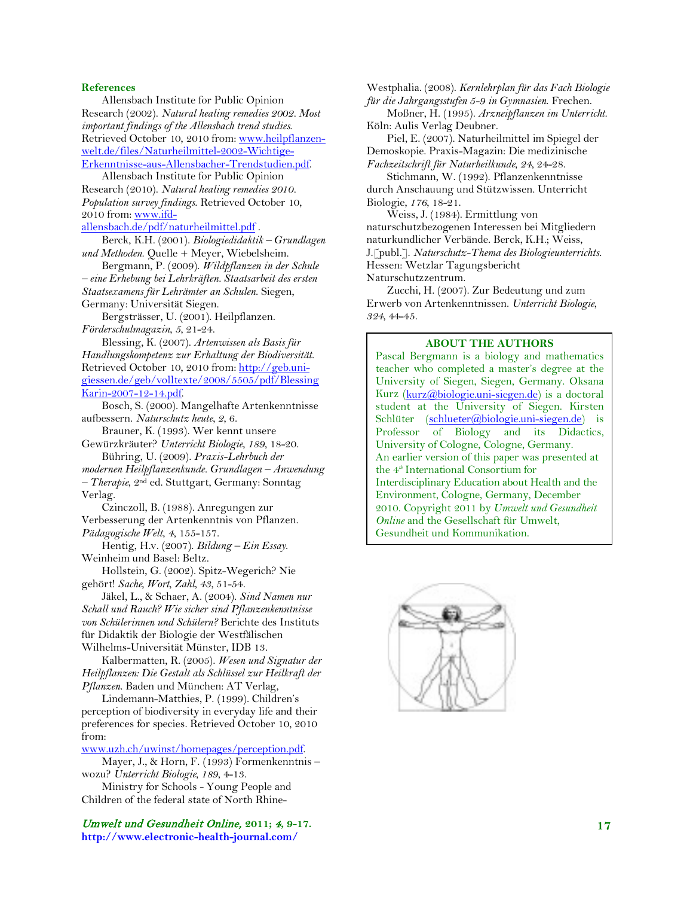## References

Allensbach Institute for Public Opinion Research (2002). *Natural healing remedies 2002. Most important findings of the Allensbach trend studies.* Retrieved October 10, 2010 from: [www.heilpflanzen-welt.de/files/Naturheilmittel-2002-Wichtige-Erkenntnisse-aus-Allensbacher-Trendstudien.pdf](www.heilpflanzen-welt.de/files/Naturheilmittel-2002-Wichtige-Erkenntnisse-aus-Allensbacher-Trendstudien.pdf).

Allensbach Institute for Public Opinion Research (2010). *Natural healing remedies 2010. Population survey findings.* Retrieved October 10, 2010 from: [www.ifd-allensbach.de/pdf/naturheilmittel.pdf](www.ifd-allensbach.de/pdf/naturheilmittel.pdf) .

Berck, K.H. (2001). *Biologiedidaktik – Grundlagen und Methoden.* Quelle + Meyer, Wiebelsheim.

Bergmann, P. (2009). *Wildpflanzen in der Schule – eine Erhebung bei Lehrkräften. Staatsarbeit des ersten Staatsexamens für Lehrämter an Schulen.* Siegen, Germany: Universität Siegen.

Bergsträsser, U. (2001). Heilpflanzen. *Förderschulmagazin, 5*, 21-24.

Blessing, K. (2007). *Artenwissen als Basis für Handlungskompetenz zur Erhaltung der Biodiversität.* Retrieved October 10, 2010 from: [http://geb.uni-giessen.de/geb/volltexte/2008/5505/pdf/BlessingKarin-2007-12-14.pdf](http://geb.uni-giessen.de/geb/volltexte/2008/5505/pdf/BlessingKarin-2007-12-14.pdf).

Bosch, S. (2000). Mangelhafte Artenkenntnisse aufbessern. *Naturschutz heute, 2*, 6.

Brauner, K. (1993). Wer kennt unsere Gewürzkräuter? *Unterricht Biologie, 189*, 18-20.

Bühring, U. (2009). *Praxis-Lehrbuch der modernen Heilpflanzenkunde. Grundlagen – Anwendung – Therapie*, 2nd ed. Stuttgart, Germany: Sonntag Verlag.

Czinczoll, B. (1988). Anregungen zur Verbesserung der Artenkenntnis von Pflanzen. *Pädagogische Welt, 4*, 155-157.

Hentig, H.v. (2007). *Bildung – Ein Essay.* Weinheim und Basel: Beltz.

Hollstein, G. (2002). Spitz-Wegerich? Nie gehört! *Sache, Wort, Zahl, 43*, 51-54.

Jäkel, L., & Schaer, A. (2004). *Sind Namen nur Schall und Rauch? Wie sicher sind Pflanzenkenntnisse von Schülerinnen und Schülern?* Berichte des Instituts für Didaktik der Biologie der Westfälischen Wilhelms-Universität Münster, IDB 13.

Kalbermatten, R. (2005). *Wesen und Signatur der Heilpflanzen: Die Gestalt als Schlüssel zur Heilkraft der Pflanzen.* Baden und München: AT Verlag,

Lindemann-Matthies, P. (1999). Children's perception of biodiversity in everyday life and their preferences for species. Retrieved October 10, 2010 from: [www.uzh.ch/uwinst/homepages/perception.pdf](www.uzh.ch/uwinst/homepages/perception.pdf).

Mayer, J., & Horn, F. (1993) Formenkenntnis – wozu? *Unterricht Biologie, 189*, 4-13.

Ministry for Schools - Young People and Children of the federal state of North Rhine-Westphalia. (2008). *Kernlehrplan für das Fach Biologie für die Jahrgangsstufen 5-9 in Gymnasien.* Frechen.

Moßner, H. (1995). *Arzneipflanzen im Unterricht.* Köln: Aulis Verlag Deubner.

Piel, E. (2007). Naturheilmittel im Spiegel der Demoskopie. Praxis-Magazin: Die medizinische *Fachzeitschrift für Naturheilkunde, 24*, 24-28.

Stichmann, W. (1992). Pflanzenkenntnisse durch Anschauung und Stützwissen. Unterricht Biologie, *176*, 18-21.

Weiss, J. (1984). Ermittlung von naturschutzbezogenen Interessen bei Mitgliedern naturkundlicher Verbände. Berck, K.H.; Weiss, J.[publ.]. *Naturschutz-Thema des Biologieunterrichts.* Hessen: Wetzlar Tagungsbericht Naturschutzzentrum.

Zucchi, H. (2007). Zur Bedeutung und zum Erwerb von Artenkenntnissen. *Unterricht Biologie, 324*, 44-45.

### ABOUT THE AUTHORS

Pascal Bergmann is a biology and mathematics teacher who completed a master's degree at the University of Siegen, Siegen, Germany. Oksana Kurz (kurz@biologie.uni-siegen.de) is a doctoral student at the University of Siegen. Kirsten Schlüter (schlueter@biologie.uni-siegen.de) is Professor of Biology and its Didactics, University of Cologne, Cologne, Germany.

An earlier version of this paper was presented at the 4th International Consortium for Interdisciplinary Education about Health and the Environment, Cologne, Germany, December 2010. Copyright 2011 by *Umwelt und Gesundheit Online* and the Gesellschaft für Umwelt, Gesundheit und Kommunikation.